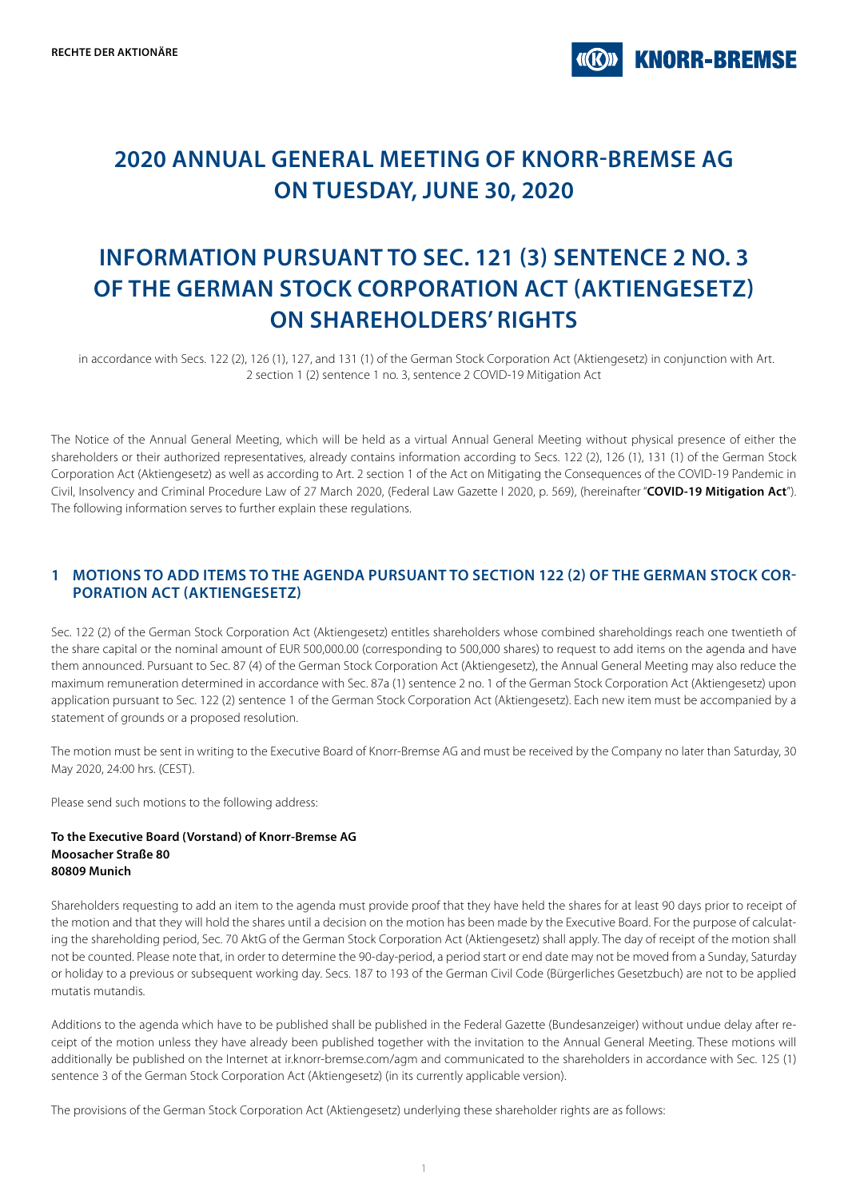# 2020 ANNUAL GENERAL MEETING OF KNORR-BREMSE AG ON TUESDAY, JUNE 30, 2020

# INFORMATION PURSUANT TO SEC. 121 (3) SENTENCE 2 NO. 3 OF THE GERMAN STOCK CORPORATION ACT (AKTIENGESETZ) ON SHAREHOLDERS' RIGHTS

in accordance with Secs. 122 (2), 126 (1), 127, and 131 (1) of the German Stock Corporation Act (Aktiengesetz) in conjunction with Art. 2 section 1 (2) sentence 1 no. 3, sentence 2 COVID-19 Mitigation Act

The Notice of the Annual General Meeting, which will be held as a virtual Annual General Meeting without physical presence of either the shareholders or their authorized representatives, already contains information according to Secs. 122 (2), 126 (1), 131 (1) of the German Stock Corporation Act (Aktiengesetz) as well as according to Art. 2 section 1 of the Act on Mitigating the Consequences of the COVID-19 Pandemic in Civil, Insolvency and Criminal Procedure Law of 27 March 2020, (Federal Law Gazette I 2020, p. 569), (hereinafter "**COVID-19 Mitigation Act**"). The following information serves to further explain these regulations.

## 1 MOTIONS TO ADD ITEMS TO THE AGENDA PURSUANT TO SECTION 122 (2) OF THE GERMAN STOCK CORPORATION ACT (AKTIENGESETZ)

Sec. 122 (2) of the German Stock Corporation Act (Aktiengesetz) entitles shareholders whose combined shareholdings reach one twentieth of the share capital or the nominal amount of EUR 500,000.00 (corresponding to 500,000 shares) to request to add items on the agenda and have them announced. Pursuant to Sec. 87 (4) of the German Stock Corporation Act (Aktiengesetz), the Annual General Meeting may also reduce the maximum remuneration determined in accordance with Sec. 87a (1) sentence 2 no. 1 of the German Stock Corporation Act (Aktiengesetz) upon application pursuant to Sec. 122 (2) sentence 1 of the German Stock Corporation Act (Aktiengesetz). Each new item must be accompanied by a statement of grounds or a proposed resolution.

The motion must be sent in writing to the Executive Board of Knorr-Bremse AG and must be received by the Company no later than Saturday, 30 May 2020, 24:00 hrs. (CEST).

Please send such motions to the following address:

**To the Executive Board (Vorstand) of Knorr-Bremse AG**
**Moosacher Straße 80**
**80809 Munich**

Shareholders requesting to add an item to the agenda must provide proof that they have held the shares for at least 90 days prior to receipt of the motion and that they will hold the shares until a decision on the motion has been made by the Executive Board. For the purpose of calculating the shareholding period, Sec. 70 AktG of the German Stock Corporation Act (Aktiengesetz) shall apply. The day of receipt of the motion shall not be counted. Please note that, in order to determine the 90-day-period, a period start or end date may not be moved from a Sunday, Saturday or holiday to a previous or subsequent working day. Secs. 187 to 193 of the German Civil Code (Bürgerliches Gesetzbuch) are not to be applied mutatis mutandis.

Additions to the agenda which have to be published shall be published in the Federal Gazette (Bundesanzeiger) without undue delay after receipt of the motion unless they have already been published together with the invitation to the Annual General Meeting. These motions will additionally be published on the Internet at ir.knorr-bremse.com/agm and communicated to the shareholders in accordance with Sec. 125 (1) sentence 3 of the German Stock Corporation Act (Aktiengesetz) (in its currently applicable version).

The provisions of the German Stock Corporation Act (Aktiengesetz) underlying these shareholder rights are as follows: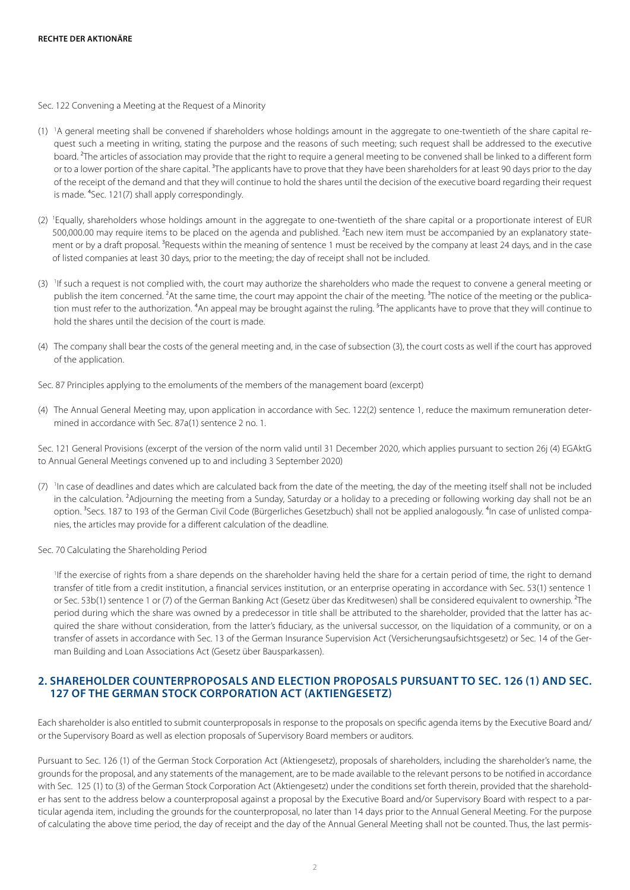Sec. 122 Convening a Meeting at the Request of a Minority

(1) [1]A general meeting shall be convened if shareholders whose holdings amount in the aggregate to one-twentieth of the share capital request such a meeting in writing, stating the purpose and the reasons of such meeting; such request shall be addressed to the executive board. [2]The articles of association may provide that the right to require a general meeting to be convened shall be linked to a different form or to a lower portion of the share capital. [3]The applicants have to prove that they have been shareholders for at least 90 days prior to the day of the receipt of the demand and that they will continue to hold the shares until the decision of the executive board regarding their request is made. [4]Sec. 121(7) shall apply correspondingly.

(2) [1]Equally, shareholders whose holdings amount in the aggregate to one-twentieth of the share capital or a proportionate interest of EUR 500,000.00 may require items to be placed on the agenda and published. [2]Each new item must be accompanied by an explanatory statement or by a draft proposal. [3]Requests within the meaning of sentence 1 must be received by the company at least 24 days, and in the case of listed companies at least 30 days, prior to the meeting; the day of receipt shall not be included.

(3) [1]If such a request is not complied with, the court may authorize the shareholders who made the request to convene a general meeting or publish the item concerned. [2]At the same time, the court may appoint the chair of the meeting. [3]The notice of the meeting or the publication must refer to the authorization. [4]An appeal may be brought against the ruling. [5]The applicants have to prove that they will continue to hold the shares until the decision of the court is made.

(4) The company shall bear the costs of the general meeting and, in the case of subsection (3), the court costs as well if the court has approved of the application.

Sec. 87 Principles applying to the emoluments of the members of the management board (excerpt)

(4) The Annual General Meeting may, upon application in accordance with Sec. 122(2) sentence 1, reduce the maximum remuneration determined in accordance with Sec. 87a(1) sentence 2 no. 1.

Sec. 121 General Provisions (excerpt of the version of the norm valid until 31 December 2020, which applies pursuant to section 26j (4) EGAktG to Annual General Meetings convened up to and including 3 September 2020)

(7) [1]In case of deadlines and dates which are calculated back from the date of the meeting, the day of the meeting itself shall not be included in the calculation. [2]Adjourning the meeting from a Sunday, Saturday or a holiday to a preceding or following working day shall not be an option. [3]Secs. 187 to 193 of the German Civil Code (Bürgerliches Gesetzbuch) shall not be applied analogously. [4]In case of unlisted companies, the articles may provide for a different calculation of the deadline.

Sec. 70 Calculating the Shareholding Period

[1]If the exercise of rights from a share depends on the shareholder having held the share for a certain period of time, the right to demand transfer of title from a credit institution, a financial services institution, or an enterprise operating in accordance with Sec. 53(1) sentence 1 or Sec. 53b(1) sentence 1 or (7) of the German Banking Act (Gesetz über das Kreditwesen) shall be considered equivalent to ownership. [2]The period during which the share was owned by a predecessor in title shall be attributed to the shareholder, provided that the latter has acquired the share without consideration, from the latter's fiduciary, as the universal successor, on the liquidation of a community, or on a transfer of assets in accordance with Sec. 13 of the German Insurance Supervision Act (Versicherungsaufsichtsgesetz) or Sec. 14 of the German Building and Loan Associations Act (Gesetz über Bausparkassen).

## 2. SHAREHOLDER COUNTERPROPOSALS AND ELECTION PROPOSALS PURSUANT TO SEC. 126 (1) AND SEC. 127 OF THE GERMAN STOCK CORPORATION ACT (AKTIENGESETZ)

Each shareholder is also entitled to submit counterproposals in response to the proposals on specific agenda items by the Executive Board and/or the Supervisory Board as well as election proposals of Supervisory Board members or auditors.

Pursuant to Sec. 126 (1) of the German Stock Corporation Act (Aktiengesetz), proposals of shareholders, including the shareholder's name, the grounds for the proposal, and any statements of the management, are to be made available to the relevant persons to be notified in accordance with Sec. 125 (1) to (3) of the German Stock Corporation Act (Aktiengesetz) under the conditions set forth therein, provided that the shareholder has sent to the address below a counterproposal against a proposal by the Executive Board and/or Supervisory Board with respect to a particular agenda item, including the grounds for the counterproposal, no later than 14 days prior to the Annual General Meeting. For the purpose of calculating the above time period, the day of receipt and the day of the Annual General Meeting shall not be counted. Thus, the last permis-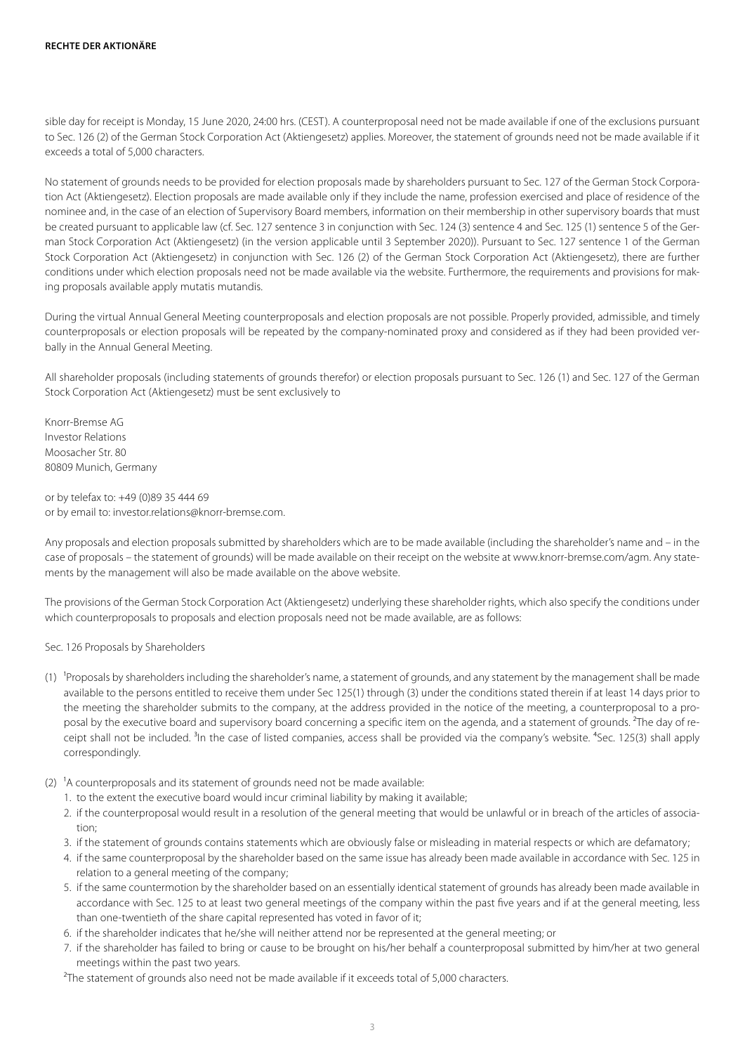sible day for receipt is Monday, 15 June 2020, 24:00 hrs. (CEST). A counterproposal need not be made available if one of the exclusions pursuant to Sec. 126 (2) of the German Stock Corporation Act (Aktiengesetz) applies. Moreover, the statement of grounds need not be made available if it exceeds a total of 5,000 characters.

No statement of grounds needs to be provided for election proposals made by shareholders pursuant to Sec. 127 of the German Stock Corporation Act (Aktiengesetz). Election proposals are made available only if they include the name, profession exercised and place of residence of the nominee and, in the case of an election of Supervisory Board members, information on their membership in other supervisory boards that must be created pursuant to applicable law (cf. Sec. 127 sentence 3 in conjunction with Sec. 124 (3) sentence 4 and Sec. 125 (1) sentence 5 of the German Stock Corporation Act (Aktiengesetz) (in the version applicable until 3 September 2020)). Pursuant to Sec. 127 sentence 1 of the German Stock Corporation Act (Aktiengesetz) in conjunction with Sec. 126 (2) of the German Stock Corporation Act (Aktiengesetz), there are further conditions under which election proposals need not be made available via the website. Furthermore, the requirements and provisions for making proposals available apply mutatis mutandis.

During the virtual Annual General Meeting counterproposals and election proposals are not possible. Properly provided, admissible, and timely counterproposals or election proposals will be repeated by the company-nominated proxy and considered as if they had been provided verbally in the Annual General Meeting.

All shareholder proposals (including statements of grounds therefor) or election proposals pursuant to Sec. 126 (1) and Sec. 127 of the German Stock Corporation Act (Aktiengesetz) must be sent exclusively to

Knorr-Bremse AG
Investor Relations
Moosacher Str. 80
80809 Munich, Germany

or by telefax to: +49 (0)89 35 444 69
or by email to: investor.relations@knorr-bremse.com.

Any proposals and election proposals submitted by shareholders which are to be made available (including the shareholder's name and – in the case of proposals – the statement of grounds) will be made available on their receipt on the website at www.knorr-bremse.com/agm. Any statements by the management will also be made available on the above website.

The provisions of the German Stock Corporation Act (Aktiengesetz) underlying these shareholder rights, which also specify the conditions under which counterproposals to proposals and election proposals need not be made available, are as follows:

Sec. 126 Proposals by Shareholders

(1) [1]Proposals by shareholders including the shareholder's name, a statement of grounds, and any statement by the management shall be made available to the persons entitled to receive them under Sec 125(1) through (3) under the conditions stated therein if at least 14 days prior to the meeting the shareholder submits to the company, at the address provided in the notice of the meeting, a counterproposal to a proposal by the executive board and supervisory board concerning a specific item on the agenda, and a statement of grounds. [2]The day of receipt shall not be included. [3]In the case of listed companies, access shall be provided via the company's website. [4]Sec. 125(3) shall apply correspondingly.

(2) [1]A counterproposals and its statement of grounds need not be made available:
   1. to the extent the executive board would incur criminal liability by making it available;
   2. if the counterproposal would result in a resolution of the general meeting that would be unlawful or in breach of the articles of association;
   3. if the statement of grounds contains statements which are obviously false or misleading in material respects or which are defamatory;
   4. if the same counterproposal by the shareholder based on the same issue has already been made available in accordance with Sec. 125 in relation to a general meeting of the company;
   5. if the same countermotion by the shareholder based on an essentially identical statement of grounds has already been made available in accordance with Sec. 125 to at least two general meetings of the company within the past five years and if at the general meeting, less than one-twentieth of the share capital represented has voted in favor of it;
   6. if the shareholder indicates that he/she will neither attend nor be represented at the general meeting; or
   7. if the shareholder has failed to bring or cause to be brought on his/her behalf a counterproposal submitted by him/her at two general meetings within the past two years.

   [2]The statement of grounds also need not be made available if it exceeds total of 5,000 characters.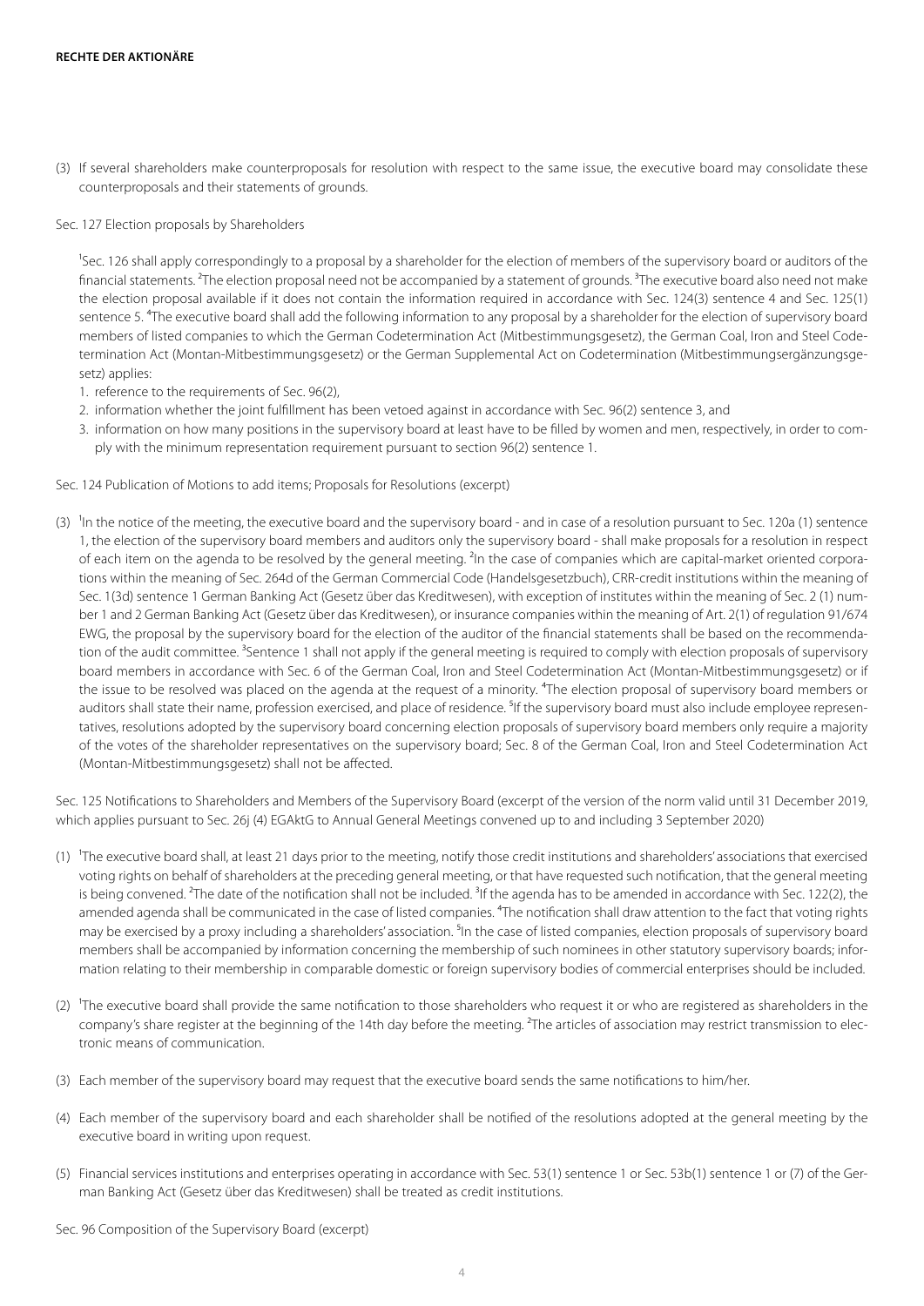(3) If several shareholders make counterproposals for resolution with respect to the same issue, the executive board may consolidate these counterproposals and their statements of grounds.

Sec. 127 Election proposals by Shareholders

[1]Sec. 126 shall apply correspondingly to a proposal by a shareholder for the election of members of the supervisory board or auditors of the financial statements. [2]The election proposal need not be accompanied by a statement of grounds. [3]The executive board also need not make the election proposal available if it does not contain the information required in accordance with Sec. 124(3) sentence 4 and Sec. 125(1) sentence 5. [4]The executive board shall add the following information to any proposal by a shareholder for the election of supervisory board members of listed companies to which the German Codetermination Act (Mitbestimmungsgesetz), the German Coal, Iron and Steel Codetermination Act (Montan-Mitbestimmungsgesetz) or the German Supplemental Act on Codetermination (Mitbestimmungsergänzungsgesetz) applies:

1. reference to the requirements of Sec. 96(2),
2. information whether the joint fulfillment has been vetoed against in accordance with Sec. 96(2) sentence 3, and
3. information on how many positions in the supervisory board at least have to be filled by women and men, respectively, in order to comply with the minimum representation requirement pursuant to section 96(2) sentence 1.

Sec. 124 Publication of Motions to add items; Proposals for Resolutions (excerpt)

(3) [1]In the notice of the meeting, the executive board and the supervisory board - and in case of a resolution pursuant to Sec. 120a (1) sentence 1, the election of the supervisory board members and auditors only the supervisory board - shall make proposals for a resolution in respect of each item on the agenda to be resolved by the general meeting. [2]In the case of companies which are capital-market oriented corporations within the meaning of Sec. 264d of the German Commercial Code (Handelsgesetzbuch), CRR-credit institutions within the meaning of Sec. 1(3d) sentence 1 German Banking Act (Gesetz über das Kreditwesen), with exception of institutes within the meaning of Sec. 2 (1) number 1 and 2 German Banking Act (Gesetz über das Kreditwesen), or insurance companies within the meaning of Art. 2(1) of regulation 91/674 EWG, the proposal by the supervisory board for the election of the auditor of the financial statements shall be based on the recommendation of the audit committee. [3]Sentence 1 shall not apply if the general meeting is required to comply with election proposals of supervisory board members in accordance with Sec. 6 of the German Coal, Iron and Steel Codetermination Act (Montan-Mitbestimmungsgesetz) or if the issue to be resolved was placed on the agenda at the request of a minority. [4]The election proposal of supervisory board members or auditors shall state their name, profession exercised, and place of residence. [5]If the supervisory board must also include employee representatives, resolutions adopted by the supervisory board concerning election proposals of supervisory board members only require a majority of the votes of the shareholder representatives on the supervisory board; Sec. 8 of the German Coal, Iron and Steel Codetermination Act (Montan-Mitbestimmungsgesetz) shall not be affected.

Sec. 125 Notifications to Shareholders and Members of the Supervisory Board (excerpt of the version of the norm valid until 31 December 2019, which applies pursuant to Sec. 26j (4) EGAktG to Annual General Meetings convened up to and including 3 September 2020)

(1) [1]The executive board shall, at least 21 days prior to the meeting, notify those credit institutions and shareholders' associations that exercised voting rights on behalf of shareholders at the preceding general meeting, or that have requested such notification, that the general meeting is being convened. [2]The date of the notification shall not be included. [3]If the agenda has to be amended in accordance with Sec. 122(2), the amended agenda shall be communicated in the case of listed companies. [4]The notification shall draw attention to the fact that voting rights may be exercised by a proxy including a shareholders' association. [5]In the case of listed companies, election proposals of supervisory board members shall be accompanied by information concerning the membership of such nominees in other statutory supervisory boards; information relating to their membership in comparable domestic or foreign supervisory bodies of commercial enterprises should be included.

(2) [1]The executive board shall provide the same notification to those shareholders who request it or who are registered as shareholders in the company's share register at the beginning of the 14th day before the meeting. [2]The articles of association may restrict transmission to electronic means of communication.

(3) Each member of the supervisory board may request that the executive board sends the same notifications to him/her.

(4) Each member of the supervisory board and each shareholder shall be notified of the resolutions adopted at the general meeting by the executive board in writing upon request.

(5) Financial services institutions and enterprises operating in accordance with Sec. 53(1) sentence 1 or Sec. 53b(1) sentence 1 or (7) of the German Banking Act (Gesetz über das Kreditwesen) shall be treated as credit institutions.

Sec. 96 Composition of the Supervisory Board (excerpt)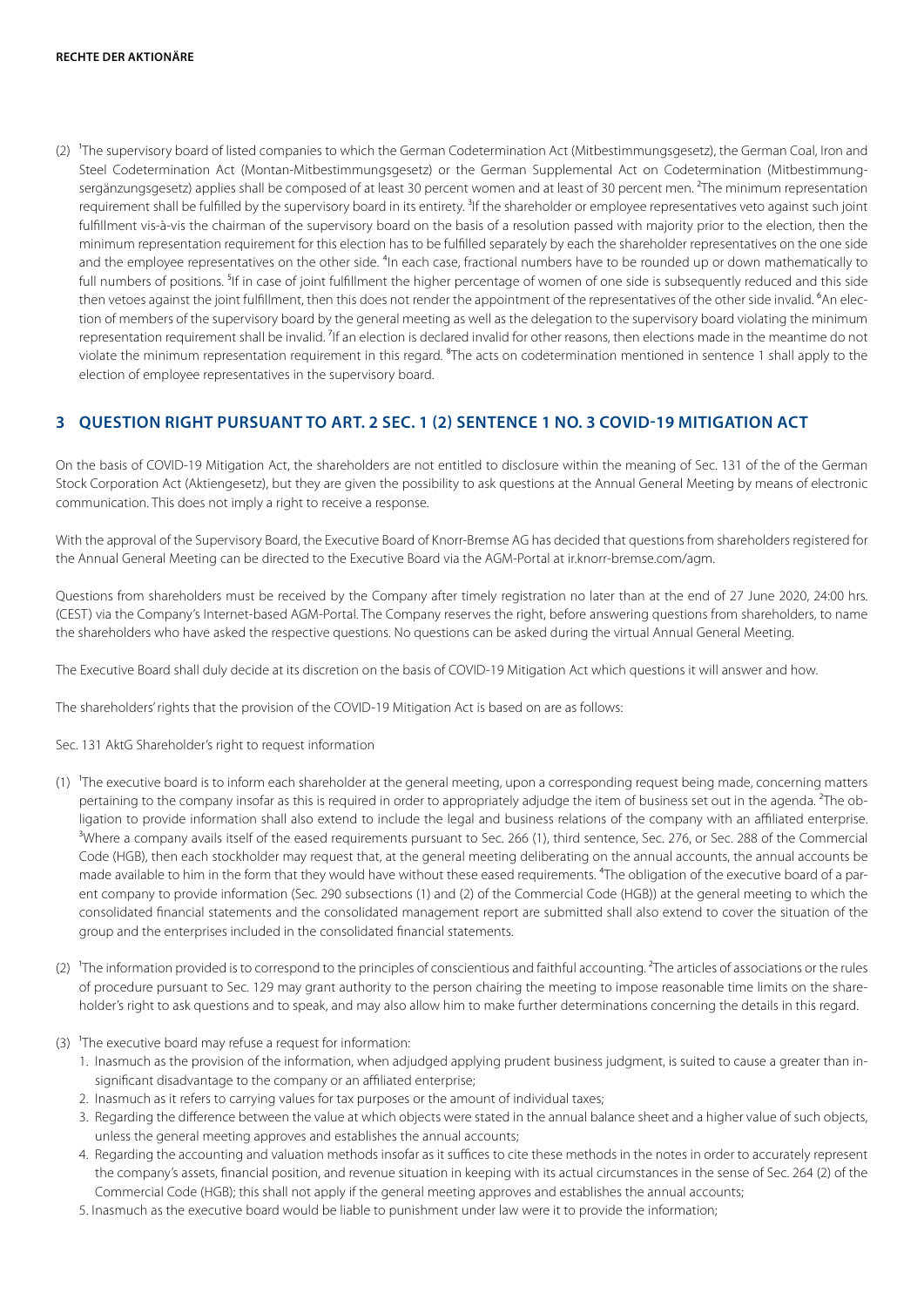(2) [1]The supervisory board of listed companies to which the German Codetermination Act (Mitbestimmungsgesetz), the German Coal, Iron and Steel Codetermination Act (Montan-Mitbestimmungsgesetz) or the German Supplemental Act on Codetermination (Mitbestimmungsergänzungsgesetz) applies shall be composed of at least 30 percent women and at least of 30 percent men. [2]The minimum representation requirement shall be fulfilled by the supervisory board in its entirety. [3]If the shareholder or employee representatives veto against such joint fulfillment vis-à-vis the chairman of the supervisory board on the basis of a resolution passed with majority prior to the election, then the minimum representation requirement for this election has to be fulfilled separately by each the shareholder representatives on the one side and the employee representatives on the other side. [4]In each case, fractional numbers have to be rounded up or down mathematically to full numbers of positions. [5]If in case of joint fulfillment the higher percentage of women of one side is subsequently reduced and this side then vetoes against the joint fulfillment, then this does not render the appointment of the representatives of the other side invalid. [6]An election of members of the supervisory board by the general meeting as well as the delegation to the supervisory board violating the minimum representation requirement shall be invalid. [7]If an election is declared invalid for other reasons, then elections made in the meantime do not violate the minimum representation requirement in this regard. [8]The acts on codetermination mentioned in sentence 1 shall apply to the election of employee representatives in the supervisory board.

## 3 QUESTION RIGHT PURSUANT TO ART. 2 SEC. 1 (2) SENTENCE 1 NO. 3 COVID-19 MITIGATION ACT

On the basis of COVID-19 Mitigation Act, the shareholders are not entitled to disclosure within the meaning of Sec. 131 of the of the German Stock Corporation Act (Aktiengesetz), but they are given the possibility to ask questions at the Annual General Meeting by means of electronic communication. This does not imply a right to receive a response.

With the approval of the Supervisory Board, the Executive Board of Knorr-Bremse AG has decided that questions from shareholders registered for the Annual General Meeting can be directed to the Executive Board via the AGM-Portal at ir.knorr-bremse.com/agm.

Questions from shareholders must be received by the Company after timely registration no later than at the end of 27 June 2020, 24:00 hrs. (CEST) via the Company's Internet-based AGM-Portal. The Company reserves the right, before answering questions from shareholders, to name the shareholders who have asked the respective questions. No questions can be asked during the virtual Annual General Meeting.

The Executive Board shall duly decide at its discretion on the basis of COVID-19 Mitigation Act which questions it will answer and how.

The shareholders' rights that the provision of the COVID-19 Mitigation Act is based on are as follows:

Sec. 131 AktG Shareholder's right to request information

(1) [1]The executive board is to inform each shareholder at the general meeting, upon a corresponding request being made, concerning matters pertaining to the company insofar as this is required in order to appropriately adjudge the item of business set out in the agenda. [2]The obligation to provide information shall also extend to include the legal and business relations of the company with an affiliated enterprise. [3]Where a company avails itself of the eased requirements pursuant to Sec. 266 (1), third sentence, Sec. 276, or Sec. 288 of the Commercial Code (HGB), then each stockholder may request that, at the general meeting deliberating on the annual accounts, the annual accounts be made available to him in the form that they would have without these eased requirements. [4]The obligation of the executive board of a parent company to provide information (Sec. 290 subsections (1) and (2) of the Commercial Code (HGB)) at the general meeting to which the consolidated financial statements and the consolidated management report are submitted shall also extend to cover the situation of the group and the enterprises included in the consolidated financial statements.

(2) [1]The information provided is to correspond to the principles of conscientious and faithful accounting. [2]The articles of associations or the rules of procedure pursuant to Sec. 129 may grant authority to the person chairing the meeting to impose reasonable time limits on the shareholder's right to ask questions and to speak, and may also allow him to make further determinations concerning the details in this regard.

(3) [1]The executive board may refuse a request for information:
   1. Inasmuch as the provision of the information, when adjudged applying prudent business judgment, is suited to cause a greater than insignificant disadvantage to the company or an affiliated enterprise;
   2. Inasmuch as it refers to carrying values for tax purposes or the amount of individual taxes;
   3. Regarding the difference between the value at which objects were stated in the annual balance sheet and a higher value of such objects, unless the general meeting approves and establishes the annual accounts;
   4. Regarding the accounting and valuation methods insofar as it suffices to cite these methods in the notes in order to accurately represent the company's assets, financial position, and revenue situation in keeping with its actual circumstances in the sense of Sec. 264 (2) of the Commercial Code (HGB); this shall not apply if the general meeting approves and establishes the annual accounts;
   5. Inasmuch as the executive board would be liable to punishment under law were it to provide the information;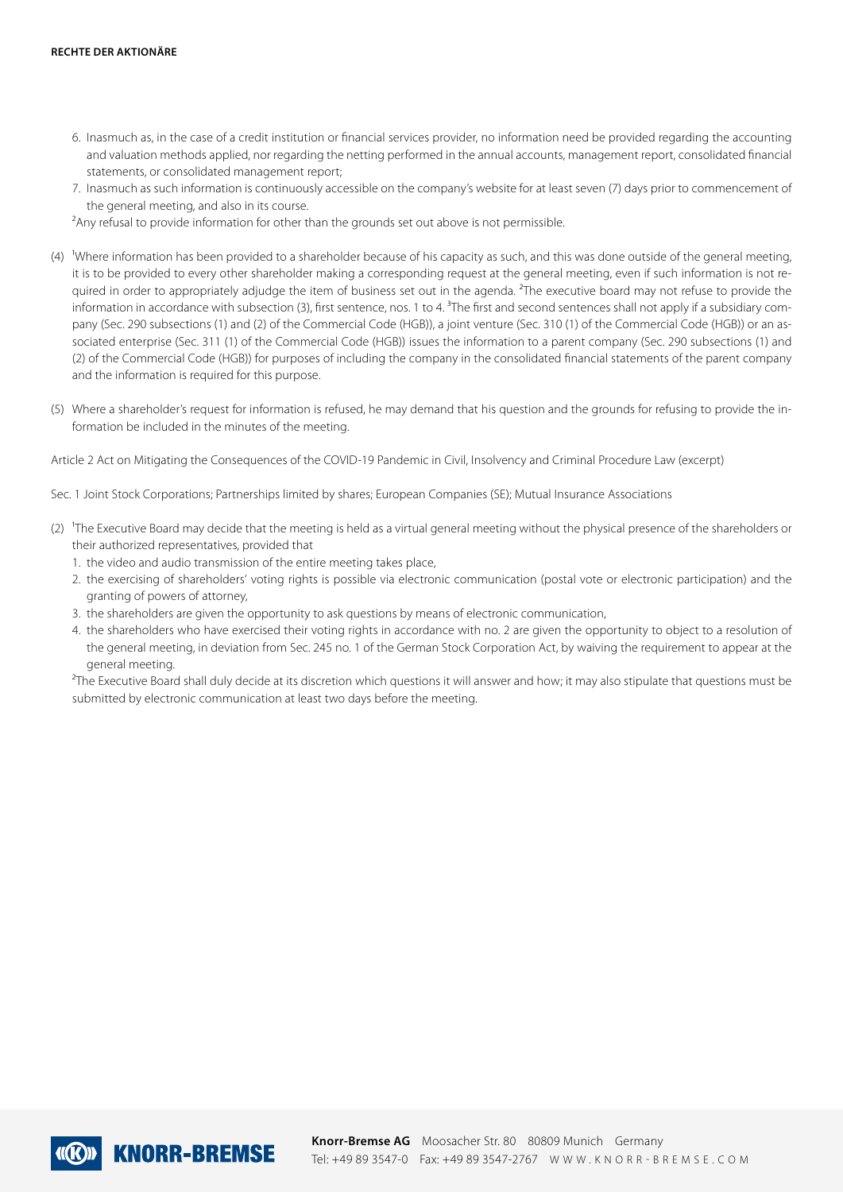6. Inasmuch as, in the case of a credit institution or financial services provider, no information need be provided regarding the accounting and valuation methods applied, nor regarding the netting performed in the annual accounts, management report, consolidated financial statements, or consolidated management report;
7. Inasmuch as such information is continuously accessible on the company's website for at least seven (7) days prior to commencement of the general meeting, and also in its course.

[2]Any refusal to provide information for other than the grounds set out above is not permissible.

(4) [1]Where information has been provided to a shareholder because of his capacity as such, and this was done outside of the general meeting, it is to be provided to every other shareholder making a corresponding request at the general meeting, even if such information is not required in order to appropriately adjudge the item of business set out in the agenda. [2]The executive board may not refuse to provide the information in accordance with subsection (3), first sentence, nos. 1 to 4. [3]The first and second sentences shall not apply if a subsidiary company (Sec. 290 subsections (1) and (2) of the Commercial Code (HGB)), a joint venture (Sec. 310 (1) of the Commercial Code (HGB)) or an associated enterprise (Sec. 311 (1) of the Commercial Code (HGB)) issues the information to a parent company (Sec. 290 subsections (1) and (2) of the Commercial Code (HGB)) for purposes of including the company in the consolidated financial statements of the parent company and the information is required for this purpose.

(5) Where a shareholder's request for information is refused, he may demand that his question and the grounds for refusing to provide the information be included in the minutes of the meeting.

Article 2 Act on Mitigating the Consequences of the COVID-19 Pandemic in Civil, Insolvency and Criminal Procedure Law (excerpt)

Sec. 1 Joint Stock Corporations; Partnerships limited by shares; European Companies (SE); Mutual Insurance Associations

(2) [1]The Executive Board may decide that the meeting is held as a virtual general meeting without the physical presence of the shareholders or their authorized representatives, provided that
1. the video and audio transmission of the entire meeting takes place,
2. the exercising of shareholders' voting rights is possible via electronic communication (postal vote or electronic participation) and the granting of powers of attorney,
3. the shareholders are given the opportunity to ask questions by means of electronic communication,
4. the shareholders who have exercised their voting rights in accordance with no. 2 are given the opportunity to object to a resolution of the general meeting, in deviation from Sec. 245 no. 1 of the German Stock Corporation Act, by waiving the requirement to appear at the general meeting.

[2]The Executive Board shall duly decide at its discretion which questions it will answer and how; it may also stipulate that questions must be submitted by electronic communication at least two days before the meeting.